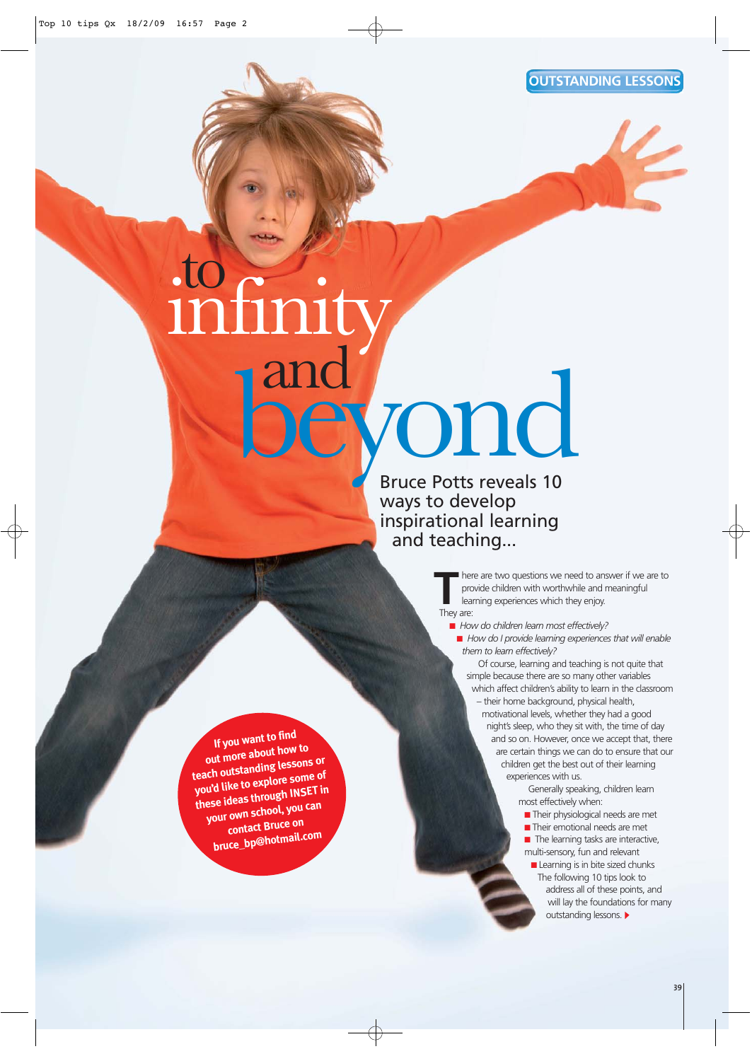OUTSTANDING LESSONS

# to infinity and beyond

## Bruce Potts reveals 10 ways to develop inspirational learning and teaching...

There are two questions we need to answer if we are to provide children with worthwhile and meaningful learning experiences which they enjoy. They are:

- *How do children learn most effectively?*
- *How do I provide learning experiences that will enable them to learn effectively?*

Of course, learning and teaching is not quite that simple because there are so many other variables which affect children's ability to learn in the classroom – their home background, physical health, motivational levels, whether they had a good night's sleep, who they sit with, the time of day and so on. However, once we accept that, there are certain things we can do to ensure that our children get the best out of their learning experiences with us.

Generally speaking, children learn most effectively when:

- Their physiological needs are met
- Their emotional needs are met
- The learning tasks are interactive, multi-sensory, fun and relevant
- Learning is in bite sized chunks

The following 10 tips look to address all of these points, and will lay the foundations for many outstanding lessons.

**If you want to find out more about how to teach outstanding lessons or you'd like to explore some of these ideas through INSET in your own school, you can contact Bruce on bruce_bp@hotmail.com**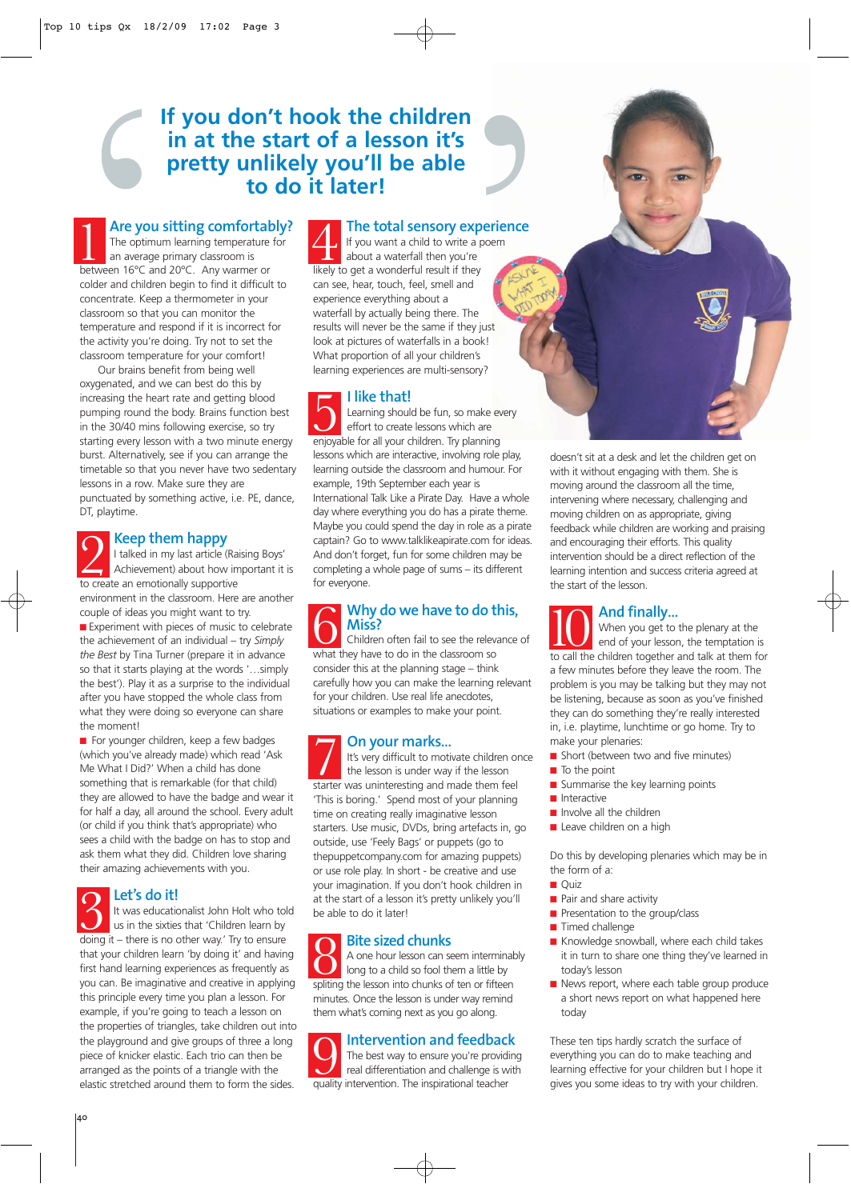# If you don't hook the children in at the start of a lesson it's pretty unlikely you'll be able to do it later!

## 1 Are you sitting comfortably?

The optimum learning temperature for an average primary classroom is between 16°C and 20°C. Any warmer or colder and children begin to find it difficult to concentrate. Keep a thermometer in your classroom so that you can monitor the temperature and respond if it is incorrect for the activity you're doing. Try not to set the classroom temperature for your comfort!

Our brains benefit from being well oxygenated, and we can best do this by increasing the heart rate and getting blood pumping round the body. Brains function best in the 30/40 mins following exercise, so try starting every lesson with a two minute energy burst. Alternatively, see if you can arrange the timetable so that you never have two sedentary lessons in a row. Make sure they are punctuated by something active, i.e. PE, dance, DT, playtime.

## 2 Keep them happy

I talked in my last article (Raising Boys' Achievement) about how important it is to create an emotionally supportive environment in the classroom. Here are another couple of ideas you might want to try.

- Experiment with pieces of music to celebrate the achievement of an individual – try *Simply the Best* by Tina Turner (prepare it in advance so that it starts playing at the words '…simply the best'). Play it as a surprise to the individual after you have stopped the whole class from what they were doing so everyone can share the moment!
- For younger children, keep a few badges (which you've already made) which read 'Ask Me What I Did?' When a child has done something that is remarkable (for that child) they are allowed to have the badge and wear it for half a day, all around the school. Every adult (or child if you think that's appropriate) who sees a child with the badge on has to stop and ask them what they did. Children love sharing their amazing achievements with you.

## 3 Let's do it!

It was educationalist John Holt who told us in the sixties that 'Children learn by doing it – there is no other way.' Try to ensure that your children learn 'by doing it' and having first hand learning experiences as frequently as you can. Be imaginative and creative in applying this principle every time you plan a lesson. For example, if you're going to teach a lesson on the properties of triangles, take children out into the playground and give groups of three a long piece of knicker elastic. Each trio can then be arranged as the points of a triangle with the elastic stretched around them to form the sides.

## 4 The total sensory experience

If you want a child to write a poem about a waterfall then you're likely to get a wonderful result if they can see, hear, touch, feel, smell and experience everything about a waterfall by actually being there. The results will never be the same if they just look at pictures of waterfalls in a book! What proportion of all your children's learning experiences are multi-sensory?

## 5 I like that!

Learning should be fun, so make every effort to create lessons which are enjoyable for all your children. Try planning lessons which are interactive, involving role play, learning outside the classroom and humour. For example, 19th September each year is International Talk Like a Pirate Day. Have a whole day where everything you do has a pirate theme. Maybe you could spend the day in role as a pirate captain? Go to www.talklikeapirate.com for ideas. And don't forget, fun for some children may be completing a whole page of sums – its different for everyone.

## 6 Why do we have to do this, Miss?

Children often fail to see the relevance of what they have to do in the classroom so consider this at the planning stage – think carefully how you can make the learning relevant for your children. Use real life anecdotes, situations or examples to make your point.

## 7 On your marks...

It's very difficult to motivate children once the lesson is under way if the lesson starter was uninteresting and made them feel 'This is boring.' Spend most of your planning time on creating really imaginative lesson starters. Use music, DVDs, bring artefacts in, go outside, use 'Feely Bags' or puppets (go to thepuppetcompany.com for amazing puppets) or use role play. In short - be creative and use your imagination. If you don't hook children in at the start of a lesson it's pretty unlikely you'll be able to do it later!

## 8 Bite sized chunks

A one hour lesson can seem interminably long to a child so fool them a little by spliting the lesson into chunks of ten or fifteen minutes. Once the lesson is under way remind them what's coming next as you go along.

## 9 Intervention and feedback

The best way to ensure you're providing real differentiation and challenge is with quality intervention. The inspirational teacher doesn't sit at a desk and let the children get on with it without engaging with them. She is moving around the classroom all the time, intervening where necessary, challenging and moving children on as appropriate, giving feedback while children are working and praising and encouraging their efforts. This quality intervention should be a direct reflection of the learning intention and success criteria agreed at the start of the lesson.

## 10 And finally...

When you get to the plenary at the end of your lesson, the temptation is to call the children together and talk at them for a few minutes before they leave the room. The problem is you may be talking but they may not be listening, because as soon as you've finished they can do something they're really interested in, i.e. playtime, lunchtime or go home. Try to make your plenaries:

- Short (between two and five minutes)
- To the point
- Summarise the key learning points
- Interactive
- Involve all the children
- Leave children on a high

Do this by developing plenaries which may be in the form of a:

- Quiz
- Pair and share activity
- Presentation to the group/class
- Timed challenge
- Knowledge snowball, where each child takes it in turn to share one thing they've learned in today's lesson
- News report, where each table group produce a short news report on what happened here today

These ten tips hardly scratch the surface of everything you can do to make teaching and learning effective for your children but I hope it gives you some ideas to try with your children.